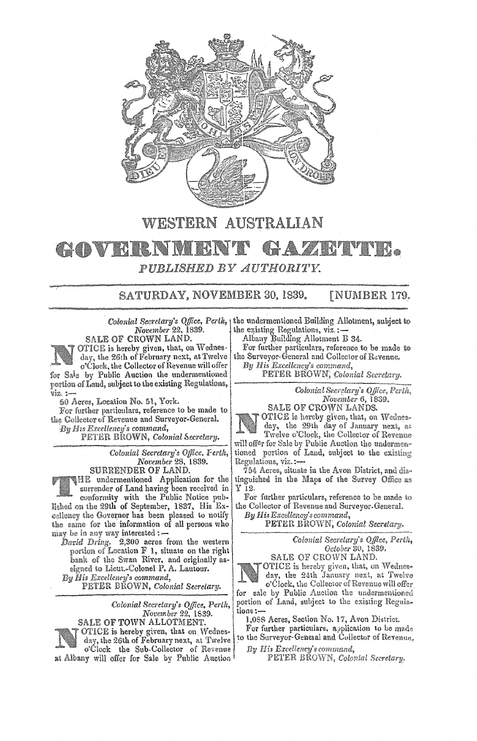# WESTERN AUSTRALIAN

# GOVERNMENT GAZETTE.

*PUBLISHED BY AUTHORITY.*

SATURDAY, NOVEMBER 30, 1839. [NUMBER 179.

---

*Colonial Secretary's Office, Perth,*
*November 22, 1839.*

### SALE OF CROWN LAND.

NOTICE is hereby given, that, on Wednesday, the 26th of February next, at Twelve o'Clock, the Collector of Revenue will offer for Sale by Public Auction the undermentioned portion of Land, subject to the existing Regulations, viz. :—

60 Acres, Location No. 51, York.

For further particulars, reference to be made to the Collector of Revenue and Surveyor-General.

*By His Excellency's command,*
PETER BROWN, *Colonial Secretary.*

---

*Colonial Secretary's Office, Perth,*
*November 28, 1839.*

### SURRENDER OF LAND.

THE undermentioned Application for the surrender of Land having been received in conformity with the Public Notice published on the 29th of September, 1837, His Excellency the Governor has been pleased to notify the same for the information of all persons who may be in any way interested :—

*David Dring.* 2,300 acres from the western portion of Location F 1, situate on the right bank of the Swan River, and originally assigned to Lieut.-Colonel P. A. Lautour.

*By His Excellency's command,*
PETER BROWN, *Colonial Secretary.*

---

*Colonial Secretary's Office, Perth,*
*November 22, 1839.*

### SALE OF TOWN ALLOTMENT.

NOTICE is hereby given, that on Wednesday, the 26th of February next, at Twelve o'Clock the Sub-Collector of Revenue at Albany will offer for Sale by Public Auction the undermentioned Building Allotment, subject to the existing Regulations, viz. :—

Albany Building Allotment B 34.

For further particulars, reference to be made to the Surveyor-General and Collector of Revenue.

*By His Excellency's command,*
PETER BROWN, *Colonial Secretary.*

---

*Colonial Secretary's Office, Perth,*
*November 6, 1839.*

### SALE OF CROWN LANDS.

NOTICE is hereby given, that, on Wednesday, the 29th day of January next, at Twelve o'Clock, the Collector of Revenue will offer for Sale by Public Auction the undermentioned portion of Land, subject to the existing Regulations, viz. :—

754 Acres, situate in the Avon District, and distinguished in the Maps of the Survey Office as Y 12.

For further particulars, reference to be made to the Collector of Revenue and Surveyor-General.

*By His Excellency's command,*
PETER BROWN, *Colonial Secretary.*

---

*Colonial Secretary's Office, Perth,*
*October 30, 1839.*

### SALE OF CROWN LAND.

NOTICE is hereby given, that, on Wednesday, the 24th January next, at Twelve o'Clock, the Collector of Revenue will offer for sale by Public Auction the undermentioned portion of Land, subject to the existing Regulations :—

1,088 Acres, Section No. 17, Avon District.

For further particulars, application to be made to the Surveyor-General and Collector of Revenue.

*By His Excellency's command,*
PETER BROWN, *Colonial Secretary.*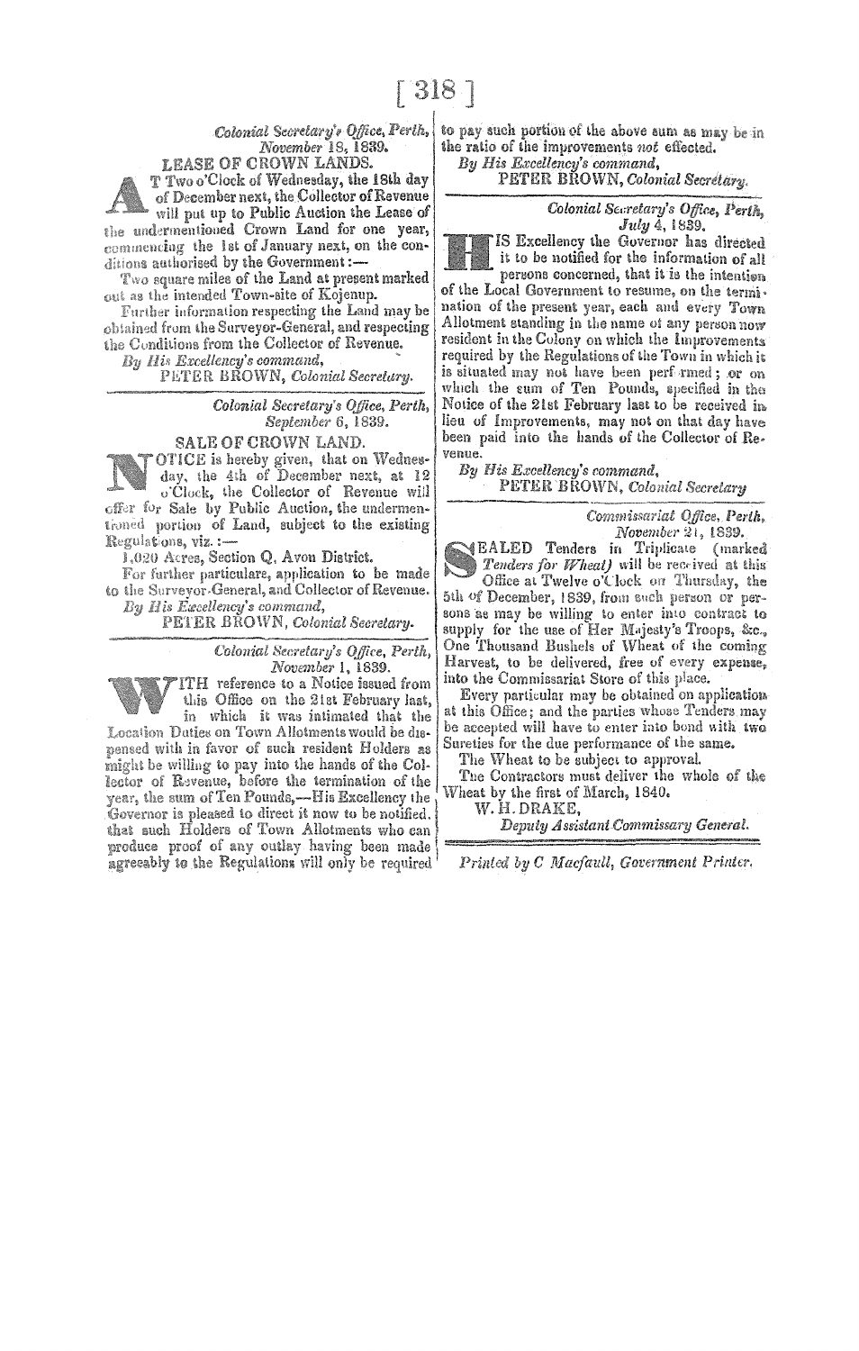*Colonial Secretary's Office, Perth,*
*November 18, 1839.*

## LEASE OF CROWN LANDS.

AT Two o'Clock of Wednesday, the 18th day of December next, the Collector of Revenue will put up to Public Auction the Lease of the undermentioned Crown Land for one year, commencing the 1st of January next, on the conditions authorised by the Government:—

Two square miles of the Land at present marked out as the intended Town-site of Kojenup.

Further information respecting the Land may be obtained from the Surveyor-General, and respecting the Conditions from the Collector of Revenue.

*By His Excellency's command,*
PETER BROWN, *Colonial Secretary.*

---

*Colonial Secretary's Office, Perth,*
*September 6, 1839.*

## SALE OF CROWN LAND.

NOTICE is hereby given, that on Wednesday, the 4th of December next, at 12 o'Clock, the Collector of Revenue will offer for Sale by Public Auction, the undermentioned portion of Land, subject to the existing Regulations, viz.:—

1,020 Acres, Section Q, Avon District.

For further particulars, application to be made to the Surveyor-General, and Collector of Revenue.

*By His Excellency's command,*
PETER BROWN, *Colonial Secretary.*

---

*Colonial Secretary's Office, Perth,*
*November 1, 1839.*

WITH reference to a Notice issued from this Office on the 21st February last, in which it was intimated that the Location Duties on Town Allotments would be dispensed with in favor of such resident Holders as might be willing to pay into the hands of the Collector of Revenue, before the termination of the year, the sum of Ten Pounds,—His Excellency the Governor is pleased to direct it now to be notified, that such Holders of Town Allotments who can produce proof of any outlay having been made agreeably to the Regulations will only be required to pay such portion of the above sum as may be in the ratio of the improvements *not* effected.

*By His Excellency's command,*
PETER BROWN, *Colonial Secretary.*

---

*Colonial Secretary's Office, Perth,*
*July 4, 1839.*

HIS Excellency the Governor has directed it to be notified for the information of all persons concerned, that it is the intention of the Local Government to resume, on the termination of the present year, each and every Town Allotment standing in the name of any person now resident in the Colony on which the Improvements required by the Regulations of the Town in which it is situated may not have been performed; or on which the sum of Ten Pounds, specified in the Notice of the 21st February last to be received in lieu of Improvements, may not on that day have been paid into the hands of the Collector of Revenue.

*By His Excellency's command,*
PETER BROWN, *Colonial Secretary*

---

*Commissariat Office, Perth,*
*November 21, 1839.*

SEALED Tenders in Triplicate (marked *Tenders for Wheat)* will be received at this Office at Twelve o'Clock on Thursday, the 5th of December, 1839, from such person or persons as may be willing to enter into contract to supply for the use of Her Majesty's Troops, &c., One Thousand Bushels of Wheat of the coming Harvest, to be delivered, free of every expense, into the Commissariat Store of this place.

Every particular may be obtained on application at this Office; and the parties whose Tenders may be accepted will have to enter into bond with two Sureties for the due performance of the same.

The Wheat to be subject to approval.

The Contractors must deliver the whole of the Wheat by the first of March, 1840.

W. H. DRAKE,
*Deputy Assistant Commissary General.*

---

*Printed by C Macfaull, Government Printer.*